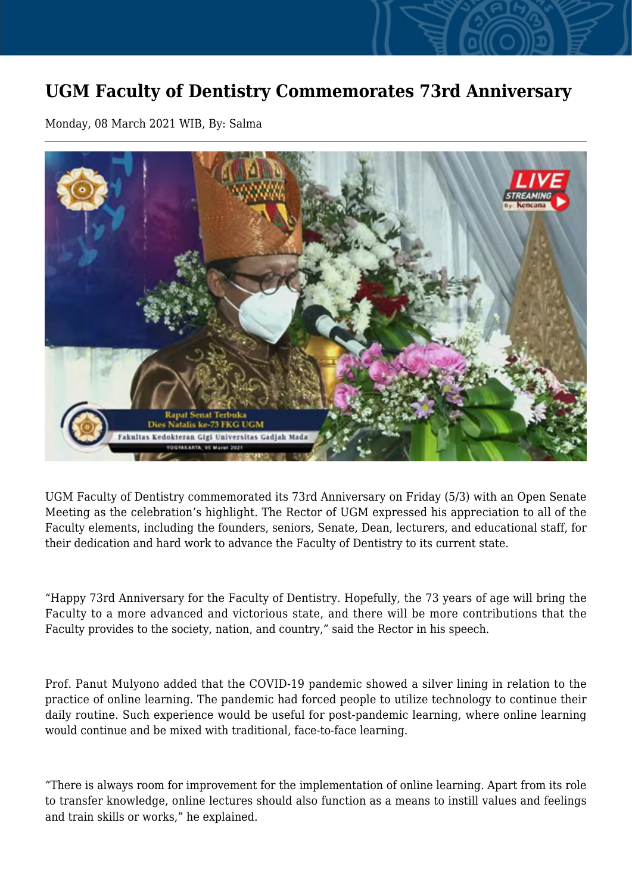# UGM Faculty of Dentistry Commemorates 73rd Anniversary

Monday, 08 March 2021 WIB, By: Salma

UGM Faculty of Dentistry commemorated its 73rd Anniversary on Friday (5/3) with an Open Senate Meeting as the celebration's highlight. The Rector of UGM expressed his appreciation to all of the Faculty elements, including the founders, seniors, Senate, Dean, lecturers, and educational staff, for their dedication and hard work to advance the Faculty of Dentistry to its current state.

"Happy 73rd Anniversary for the Faculty of Dentistry. Hopefully, the 73 years of age will bring the Faculty to a more advanced and victorious state, and there will be more contributions that the Faculty provides to the society, nation, and country," said the Rector in his speech.

Prof. Panut Mulyono added that the COVID-19 pandemic showed a silver lining in relation to the practice of online learning. The pandemic had forced people to utilize technology to continue their daily routine. Such experience would be useful for post-pandemic learning, where online learning would continue and be mixed with traditional, face-to-face learning.

"There is always room for improvement for the implementation of online learning. Apart from its role to transfer knowledge, online lectures should also function as a means to instill values and feelings and train skills or works," he explained.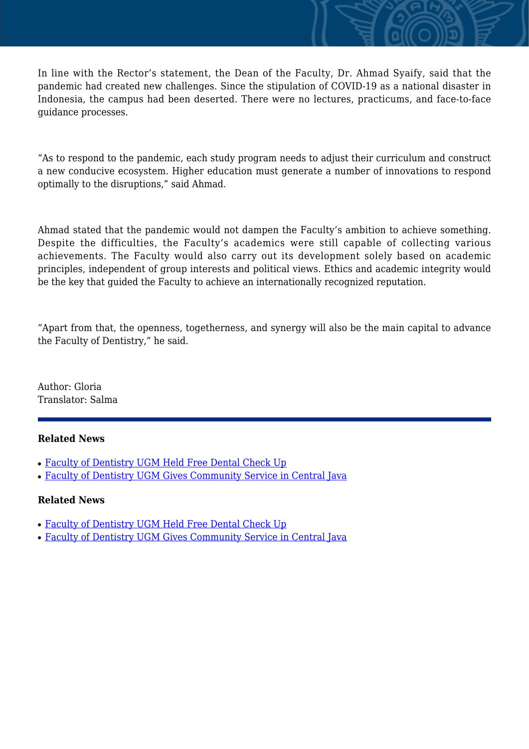In line with the Rector's statement, the Dean of the Faculty, Dr. Ahmad Syaify, said that the pandemic had created new challenges. Since the stipulation of COVID-19 as a national disaster in Indonesia, the campus had been deserted. There were no lectures, practicums, and face-to-face guidance processes.

"As to respond to the pandemic, each study program needs to adjust their curriculum and construct a new conducive ecosystem. Higher education must generate a number of innovations to respond optimally to the disruptions," said Ahmad.

Ahmad stated that the pandemic would not dampen the Faculty's ambition to achieve something. Despite the difficulties, the Faculty's academics were still capable of collecting various achievements. The Faculty would also carry out its development solely based on academic principles, independent of group interests and political views. Ethics and academic integrity would be the key that guided the Faculty to achieve an internationally recognized reputation.

"Apart from that, the openness, togetherness, and synergy will also be the main capital to advance the Faculty of Dentistry," he said.

Author: Gloria
Translator: Salma

---

**Related News**

- Faculty of Dentistry UGM Held Free Dental Check Up
- Faculty of Dentistry UGM Gives Community Service in Central Java

**Related News**

- Faculty of Dentistry UGM Held Free Dental Check Up
- Faculty of Dentistry UGM Gives Community Service in Central Java